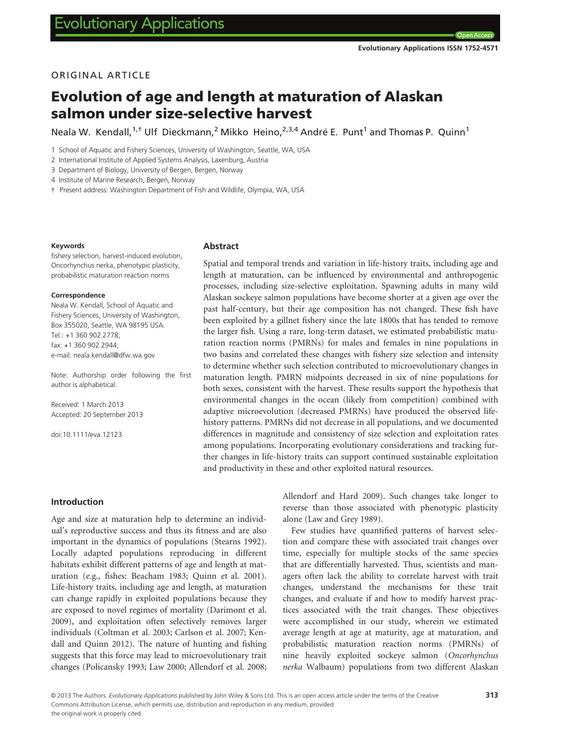ORIGINAL ARTICLE

# Evolution of age and length at maturation of Alaskan salmon under size-selective harvest

Neala W. Kendall,[1,†] Ulf Dieckmann,[2] Mikko Heino,[2,3,4] André E. Punt[1] and Thomas P. Quinn[1]

1 School of Aquatic and Fishery Sciences, University of Washington, Seattle, WA, USA
2 International Institute of Applied Systems Analysis, Laxenburg, Austria
3 Department of Biology, University of Bergen, Bergen, Norway
4 Institute of Marine Research, Bergen, Norway
† Present address: Washington Department of Fish and Wildlife, Olympia, WA, USA

**Keywords**
fishery selection, harvest-induced evolution, Oncorhynchus nerka, phenotypic plasticity, probabilistic maturation reaction norms

**Correspondence**
Neala W. Kendall, School of Aquatic and Fishery Sciences, University of Washington, Box 355020, Seattle, WA 98195 USA.
Tel.: +1 360 902 2778;
fax: +1 360 902 2944;
e-mail: neala.kendall@dfw.wa.gov

Note: Authorship order following the first author is alphabetical.

Received: 1 March 2013
Accepted: 20 September 2013

doi:10.1111/eva.12123

## Abstract

Spatial and temporal trends and variation in life-history traits, including age and length at maturation, can be influenced by environmental and anthropogenic processes, including size-selective exploitation. Spawning adults in many wild Alaskan sockeye salmon populations have become shorter at a given age over the past half-century, but their age composition has not changed. These fish have been exploited by a gillnet fishery since the late 1800s that has tended to remove the larger fish. Using a rare, long-term dataset, we estimated probabilistic maturation reaction norms (PMRNs) for males and females in nine populations in two basins and correlated these changes with fishery size selection and intensity to determine whether such selection contributed to microevolutionary changes in maturation length. PMRN midpoints decreased in six of nine populations for both sexes, consistent with the harvest. These results support the hypothesis that environmental changes in the ocean (likely from competition) combined with adaptive microevolution (decreased PMRNs) have produced the observed life-history patterns. PMRNs did not decrease in all populations, and we documented differences in magnitude and consistency of size selection and exploitation rates among populations. Incorporating evolutionary considerations and tracking further changes in life-history traits can support continued sustainable exploitation and productivity in these and other exploited natural resources.

## Introduction

Age and size at maturation help to determine an individual's reproductive success and thus its fitness and are also important in the dynamics of populations (Stearns 1992). Locally adapted populations reproducing in different habitats exhibit different patterns of age and length at maturation (e.g., fishes: Beacham 1983; Quinn et al. 2001). Life-history traits, including age and length, at maturation can change rapidly in exploited populations because they are exposed to novel regimes of mortality (Darimont et al. 2009), and exploitation often selectively removes larger individuals (Coltman et al. 2003; Carlson et al. 2007; Kendall and Quinn 2012). The nature of hunting and fishing suggests that this force may lead to microevolutionary trait changes (Policansky 1993; Law 2000; Allendorf et al. 2008; Allendorf and Hard 2009). Such changes take longer to reverse than those associated with phenotypic plasticity alone (Law and Grey 1989).

Few studies have quantified patterns of harvest selection and compare these with associated trait changes over time, especially for multiple stocks of the same species that are differentially harvested. Thus, scientists and managers often lack the ability to correlate harvest with trait changes, understand the mechanisms for these trait changes, and evaluate if and how to modify harvest practices associated with the trait changes. These objectives were accomplished in our study, wherein we estimated average length at age at maturity, age at maturation, and probabilistic maturation reaction norms (PMRNs) of nine heavily exploited sockeye salmon (*Oncorhynchus nerka* Walbaum) populations from two different Alaskan

© 2013 The Authors. *Evolutionary Applications* published by John Wiley & Sons Ltd. This is an open access article under the terms of the Creative Commons Attribution License, which permits use, distribution and reproduction in any medium, provided the original work is properly cited.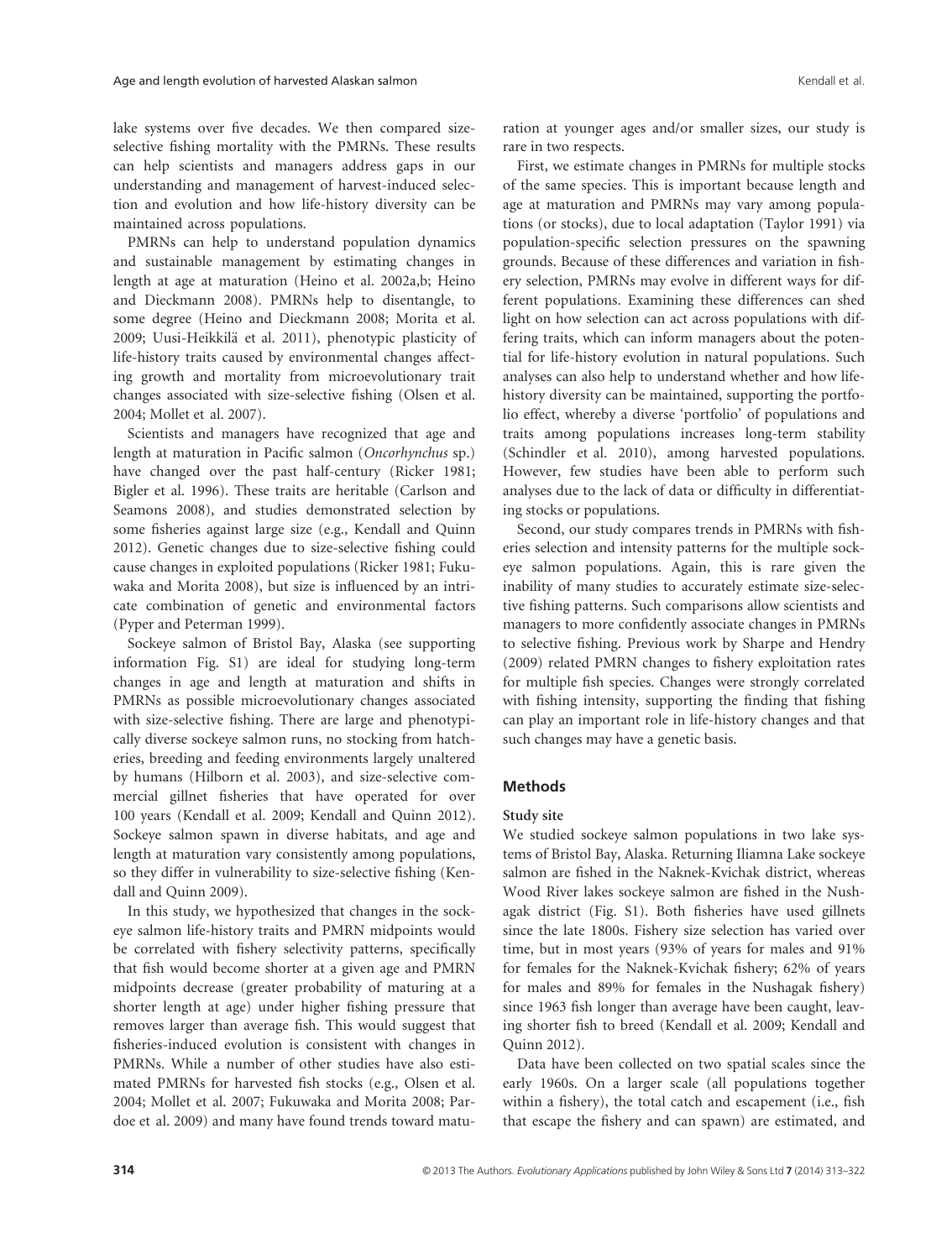lake systems over five decades. We then compared size-selective fishing mortality with the PMRNs. These results can help scientists and managers address gaps in our understanding and management of harvest-induced selection and evolution and how life-history diversity can be maintained across populations.

PMRNs can help to understand population dynamics and sustainable management by estimating changes in length at age at maturation (Heino et al. 2002a,b; Heino and Dieckmann 2008). PMRNs help to disentangle, to some degree (Heino and Dieckmann 2008; Morita et al. 2009; Uusi-Heikkilä et al. 2011), phenotypic plasticity of life-history traits caused by environmental changes affecting growth and mortality from microevolutionary trait changes associated with size-selective fishing (Olsen et al. 2004; Mollet et al. 2007).

Scientists and managers have recognized that age and length at maturation in Pacific salmon (*Oncorhynchus* sp.) have changed over the past half-century (Ricker 1981; Bigler et al. 1996). These traits are heritable (Carlson and Seamons 2008), and studies demonstrated selection by some fisheries against large size (e.g., Kendall and Quinn 2012). Genetic changes due to size-selective fishing could cause changes in exploited populations (Ricker 1981; Fukuwaka and Morita 2008), but size is influenced by an intricate combination of genetic and environmental factors (Pyper and Peterman 1999).

Sockeye salmon of Bristol Bay, Alaska (see supporting information Fig. S1) are ideal for studying long-term changes in age and length at maturation and shifts in PMRNs as possible microevolutionary changes associated with size-selective fishing. There are large and phenotypically diverse sockeye salmon runs, no stocking from hatcheries, breeding and feeding environments largely unaltered by humans (Hilborn et al. 2003), and size-selective commercial gillnet fisheries that have operated for over 100 years (Kendall et al. 2009; Kendall and Quinn 2012). Sockeye salmon spawn in diverse habitats, and age and length at maturation vary consistently among populations, so they differ in vulnerability to size-selective fishing (Kendall and Quinn 2009).

In this study, we hypothesized that changes in the sockeye salmon life-history traits and PMRN midpoints would be correlated with fishery selectivity patterns, specifically that fish would become shorter at a given age and PMRN midpoints decrease (greater probability of maturing at a shorter length at age) under higher fishing pressure that removes larger than average fish. This would suggest that fisheries-induced evolution is consistent with changes in PMRNs. While a number of other studies have also estimated PMRNs for harvested fish stocks (e.g., Olsen et al. 2004; Mollet et al. 2007; Fukuwaka and Morita 2008; Pardoe et al. 2009) and many have found trends toward maturation at younger ages and/or smaller sizes, our study is rare in two respects.

First, we estimate changes in PMRNs for multiple stocks of the same species. This is important because length and age at maturation and PMRNs may vary among populations (or stocks), due to local adaptation (Taylor 1991) via population-specific selection pressures on the spawning grounds. Because of these differences and variation in fishery selection, PMRNs may evolve in different ways for different populations. Examining these differences can shed light on how selection can act across populations with differing traits, which can inform managers about the potential for life-history evolution in natural populations. Such analyses can also help to understand whether and how life-history diversity can be maintained, supporting the portfolio effect, whereby a diverse 'portfolio' of populations and traits among populations increases long-term stability (Schindler et al. 2010), among harvested populations. However, few studies have been able to perform such analyses due to the lack of data or difficulty in differentiating stocks or populations.

Second, our study compares trends in PMRNs with fisheries selection and intensity patterns for the multiple sockeye salmon populations. Again, this is rare given the inability of many studies to accurately estimate size-selective fishing patterns. Such comparisons allow scientists and managers to more confidently associate changes in PMRNs to selective fishing. Previous work by Sharpe and Hendry (2009) related PMRN changes to fishery exploitation rates for multiple fish species. Changes were strongly correlated with fishing intensity, supporting the finding that fishing can play an important role in life-history changes and that such changes may have a genetic basis.

## Methods

### Study site

We studied sockeye salmon populations in two lake systems of Bristol Bay, Alaska. Returning Iliamna Lake sockeye salmon are fished in the Naknek-Kvichak district, whereas Wood River lakes sockeye salmon are fished in the Nushagak district (Fig. S1). Both fisheries have used gillnets since the late 1800s. Fishery size selection has varied over time, but in most years (93% of years for males and 91% for females for the Naknek-Kvichak fishery; 62% of years for males and 89% for females in the Nushagak fishery) since 1963 fish longer than average have been caught, leaving shorter fish to breed (Kendall et al. 2009; Kendall and Quinn 2012).

Data have been collected on two spatial scales since the early 1960s. On a larger scale (all populations together within a fishery), the total catch and escapement (i.e., fish that escape the fishery and can spawn) are estimated, and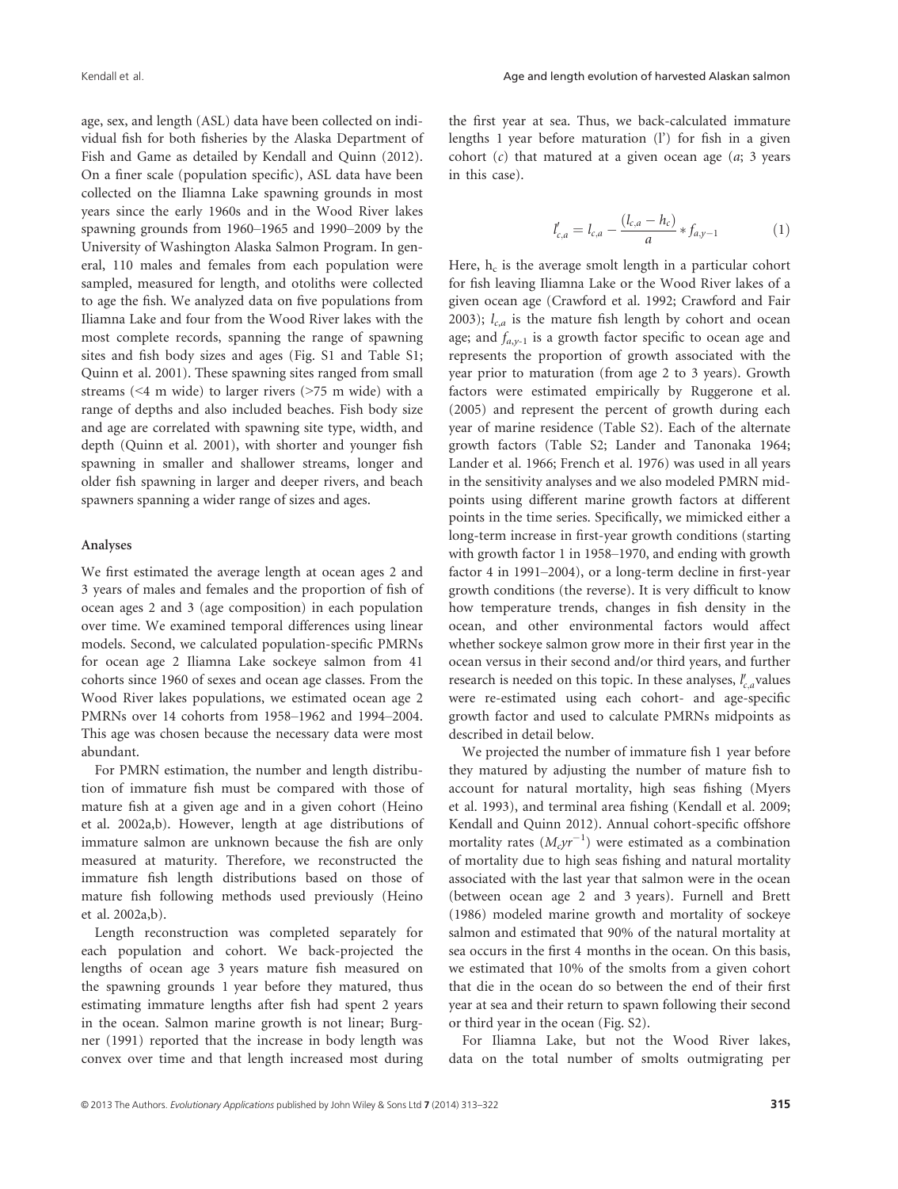age, sex, and length (ASL) data have been collected on individual fish for both fisheries by the Alaska Department of Fish and Game as detailed by Kendall and Quinn (2012). On a finer scale (population specific), ASL data have been collected on the Iliamna Lake spawning grounds in most years since the early 1960s and in the Wood River lakes spawning grounds from 1960–1965 and 1990–2009 by the University of Washington Alaska Salmon Program. In general, 110 males and females from each population were sampled, measured for length, and otoliths were collected to age the fish. We analyzed data on five populations from Iliamna Lake and four from the Wood River lakes with the most complete records, spanning the range of spawning sites and fish body sizes and ages (Fig. S1 and Table S1; Quinn et al. 2001). These spawning sites ranged from small streams (<4 m wide) to larger rivers (>75 m wide) with a range of depths and also included beaches. Fish body size and age are correlated with spawning site type, width, and depth (Quinn et al. 2001), with shorter and younger fish spawning in smaller and shallower streams, longer and older fish spawning in larger and deeper rivers, and beach spawners spanning a wider range of sizes and ages.

#### Analyses

We first estimated the average length at ocean ages 2 and 3 years of males and females and the proportion of fish of ocean ages 2 and 3 (age composition) in each population over time. We examined temporal differences using linear models. Second, we calculated population-specific PMRNs for ocean age 2 Iliamna Lake sockeye salmon from 41 cohorts since 1960 of sexes and ocean age classes. From the Wood River lakes populations, we estimated ocean age 2 PMRNs over 14 cohorts from 1958–1962 and 1994–2004. This age was chosen because the necessary data were most abundant.

For PMRN estimation, the number and length distribution of immature fish must be compared with those of mature fish at a given age and in a given cohort (Heino et al. 2002a,b). However, length at age distributions of immature salmon are unknown because the fish are only measured at maturity. Therefore, we reconstructed the immature fish length distributions based on those of mature fish following methods used previously (Heino et al. 2002a,b).

Length reconstruction was completed separately for each population and cohort. We back-projected the lengths of ocean age 3 years mature fish measured on the spawning grounds 1 year before they matured, thus estimating immature lengths after fish had spent 2 years in the ocean. Salmon marine growth is not linear; Burgner (1991) reported that the increase in body length was convex over time and that length increased most during the first year at sea. Thus, we back-calculated immature lengths 1 year before maturation (l') for fish in a given cohort ($c$) that matured at a given ocean age ($a$; 3 years in this case).

$$l'_{c,a} = l_{c,a} - \frac{(l_{c,a} - h_c)}{a} * f_{a,y-1} \qquad (1)$$

Here, $h_c$ is the average smolt length in a particular cohort for fish leaving Iliamna Lake or the Wood River lakes of a given ocean age (Crawford et al. 1992; Crawford and Fair 2003); $l_{c,a}$ is the mature fish length by cohort and ocean age; and $f_{a,y-1}$ is a growth factor specific to ocean age and represents the proportion of growth associated with the year prior to maturation (from age 2 to 3 years). Growth factors were estimated empirically by Ruggerone et al. (2005) and represent the percent of growth during each year of marine residence (Table S2). Each of the alternate growth factors (Table S2; Lander and Tanonaka 1964; Lander et al. 1966; French et al. 1976) was used in all years in the sensitivity analyses and we also modeled PMRN midpoints using different marine growth factors at different points in the time series. Specifically, we mimicked either a long-term increase in first-year growth conditions (starting with growth factor 1 in 1958–1970, and ending with growth factor 4 in 1991–2004), or a long-term decline in first-year growth conditions (the reverse). It is very difficult to know how temperature trends, changes in fish density in the ocean, and other environmental factors would affect whether sockeye salmon grow more in their first year in the ocean versus in their second and/or third years, and further research is needed on this topic. In these analyses, $l'_{c,a}$ values were re-estimated using each cohort- and age-specific growth factor and used to calculate PMRNs midpoints as described in detail below.

We projected the number of immature fish 1 year before they matured by adjusting the number of mature fish to account for natural mortality, high seas fishing (Myers et al. 1993), and terminal area fishing (Kendall et al. 2009; Kendall and Quinn 2012). Annual cohort-specific offshore mortality rates ($M_c yr^{-1}$) were estimated as a combination of mortality due to high seas fishing and natural mortality associated with the last year that salmon were in the ocean (between ocean age 2 and 3 years). Furnell and Brett (1986) modeled marine growth and mortality of sockeye salmon and estimated that 90% of the natural mortality at sea occurs in the first 4 months in the ocean. On this basis, we estimated that 10% of the smolts from a given cohort that die in the ocean do so between the end of their first year at sea and their return to spawn following their second or third year in the ocean (Fig. S2).

For Iliamna Lake, but not the Wood River lakes, data on the total number of smolts outmigrating per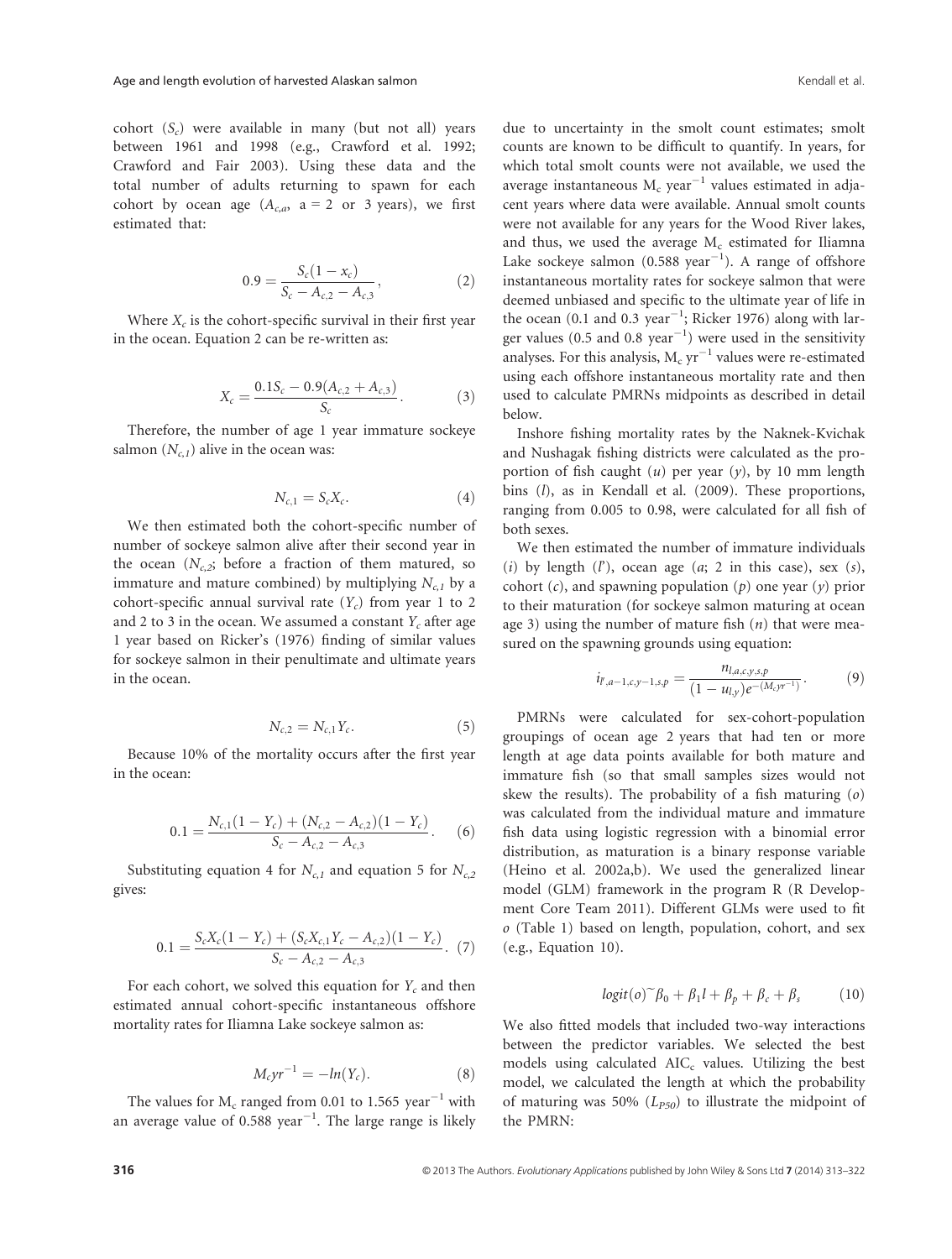cohort ($S_c$) were available in many (but not all) years between 1961 and 1998 (e.g., Crawford et al. 1992; Crawford and Fair 2003). Using these data and the total number of adults returning to spawn for each cohort by ocean age ($A_{c,a}$, a = 2 or 3 years), we first estimated that:

$$0.9 = \frac{S_c(1 - x_c)}{S_c - A_{c,2} - A_{c,3}}, \tag{2}$$

Where $X_c$ is the cohort-specific survival in their first year in the ocean. Equation 2 can be re-written as:

$$X_c = \frac{0.1S_c - 0.9(A_{c,2} + A_{c,3})}{S_c}. \tag{3}$$

Therefore, the number of age 1 year immature sockeye salmon ($N_{c,1}$) alive in the ocean was:

$$N_{c,1} = S_c X_c. \tag{4}$$

We then estimated both the cohort-specific number of number of sockeye salmon alive after their second year in the ocean ($N_{c,2}$; before a fraction of them matured, so immature and mature combined) by multiplying $N_{c,1}$ by a cohort-specific annual survival rate ($Y_c$) from year 1 to 2 and 2 to 3 in the ocean. We assumed a constant $Y_c$ after age 1 year based on Ricker's (1976) finding of similar values for sockeye salmon in their penultimate and ultimate years in the ocean.

$$N_{c,2} = N_{c,1} Y_c. \tag{5}$$

Because 10% of the mortality occurs after the first year in the ocean:

$$0.1 = \frac{N_{c,1}(1 - Y_c) + (N_{c,2} - A_{c,2})(1 - Y_c)}{S_c - A_{c,2} - A_{c,3}}. \tag{6}$$

Substituting equation 4 for $N_{c,1}$ and equation 5 for $N_{c,2}$ gives:

$$0.1 = \frac{S_c X_c(1 - Y_c) + (S_c X_{c,1} Y_c - A_{c,2})(1 - Y_c)}{S_c - A_{c,2} - A_{c,3}}. \tag{7}$$

For each cohort, we solved this equation for $Y_c$ and then estimated annual cohort-specific instantaneous offshore mortality rates for Iliamna Lake sockeye salmon as:

$$M_c yr^{-1} = -ln(Y_c). \tag{8}$$

The values for $M_c$ ranged from 0.01 to 1.565 year$^{-1}$ with an average value of 0.588 year$^{-1}$. The large range is likely due to uncertainty in the smolt count estimates; smolt counts are known to be difficult to quantify. In years, for which total smolt counts were not available, we used the average instantaneous $M_c$ year$^{-1}$ values estimated in adjacent years where data were available. Annual smolt counts were not available for any years for the Wood River lakes, and thus, we used the average $M_c$ estimated for Iliamna Lake sockeye salmon (0.588 year$^{-1}$). A range of offshore instantaneous mortality rates for sockeye salmon that were deemed unbiased and specific to the ultimate year of life in the ocean (0.1 and 0.3 year$^{-1}$; Ricker 1976) along with larger values (0.5 and 0.8 year$^{-1}$) were used in the sensitivity analyses. For this analysis, $M_c$ yr$^{-1}$ values were re-estimated using each offshore instantaneous mortality rate and then used to calculate PMRNs midpoints as described in detail below.

Inshore fishing mortality rates by the Naknek-Kvichak and Nushagak fishing districts were calculated as the proportion of fish caught ($u$) per year ($y$), by 10 mm length bins ($l$), as in Kendall et al. (2009). These proportions, ranging from 0.005 to 0.98, were calculated for all fish of both sexes.

We then estimated the number of immature individuals ($i$) by length ($l'$), ocean age ($a$; 2 in this case), sex ($s$), cohort ($c$), and spawning population ($p$) one year ($y$) prior to their maturation (for sockeye salmon maturing at ocean age 3) using the number of mature fish ($n$) that were measured on the spawning grounds using equation:

$$i_{l',a-1,c,y-1,s,p} = \frac{n_{l,a,c,y,s,p}}{(1 - u_{l,y})e^{-(M_c yr^{-1})}}. \tag{9}$$

PMRNs were calculated for sex-cohort-population groupings of ocean age 2 years that had ten or more length at age data points available for both mature and immature fish (so that small samples sizes would not skew the results). The probability of a fish maturing ($o$) was calculated from the individual mature and immature fish data using logistic regression with a binomial error distribution, as maturation is a binary response variable (Heino et al. 2002a,b). We used the generalized linear model (GLM) framework in the program R (R Development Core Team 2011). Different GLMs were used to fit $o$ (Table 1) based on length, population, cohort, and sex (e.g., Equation 10).

$$logit(o) \tilde{} \beta_0 + \beta_1 l + \beta_p + \beta_c + \beta_s \tag{10}$$

We also fitted models that included two-way interactions between the predictor variables. We selected the best models using calculated AIC$_c$ values. Utilizing the best model, we calculated the length at which the probability of maturing was 50% ($L_{P50}$) to illustrate the midpoint of the PMRN: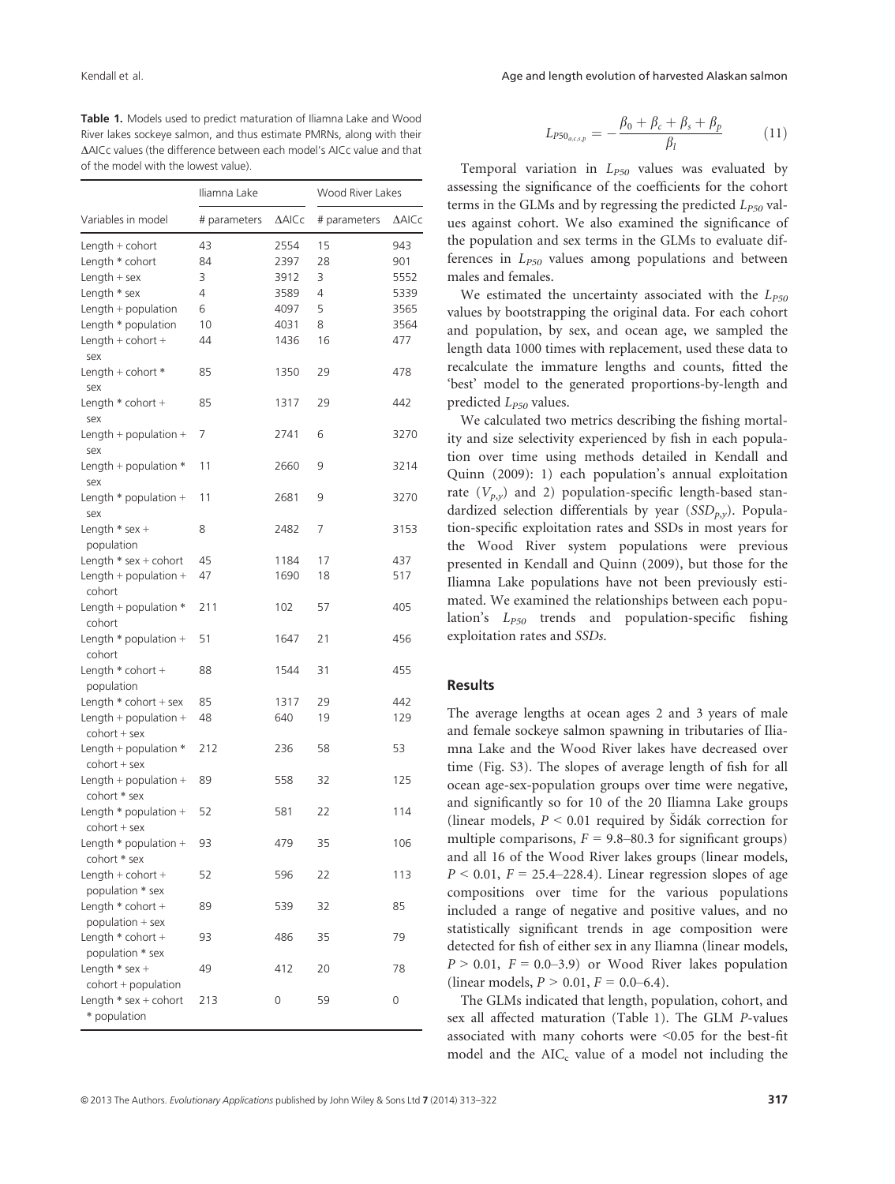**Table 1.** Models used to predict maturation of Iliamna Lake and Wood River lakes sockeye salmon, and thus estimate PMRNs, along with their ΔAICc values (the difference between each model's AICc value and that of the model with the lowest value).

| | Iliamna Lake | | Wood River Lakes | |
|---|---|---|---|---|
| Variables in model | # parameters | ΔAICc | # parameters | ΔAICc |
| Length + cohort | 43 | 2554 | 15 | 943 |
| Length * cohort | 84 | 2397 | 28 | 901 |
| Length + sex | 3 | 3912 | 3 | 5552 |
| Length * sex | 4 | 3589 | 4 | 5339 |
| Length + population | 6 | 4097 | 5 | 3565 |
| Length * population | 10 | 4031 | 8 | 3564 |
| Length + cohort + sex | 44 | 1436 | 16 | 477 |
| Length + cohort * sex | 85 | 1350 | 29 | 478 |
| Length * cohort + sex | 85 | 1317 | 29 | 442 |
| Length + population + sex | 7 | 2741 | 6 | 3270 |
| Length + population * sex | 11 | 2660 | 9 | 3214 |
| Length * population + sex | 11 | 2681 | 9 | 3270 |
| Length * sex + population | 8 | 2482 | 7 | 3153 |
| Length * sex + cohort | 45 | 1184 | 17 | 437 |
| Length + population + cohort | 47 | 1690 | 18 | 517 |
| Length + population * cohort | 211 | 102 | 57 | 405 |
| Length * population + cohort | 51 | 1647 | 21 | 456 |
| Length * cohort + population | 88 | 1544 | 31 | 455 |
| Length * cohort + sex | 85 | 1317 | 29 | 442 |
| Length + population + cohort + sex | 48 | 640 | 19 | 129 |
| Length + population * cohort + sex | 212 | 236 | 58 | 53 |
| Length + population + cohort * sex | 89 | 558 | 32 | 125 |
| Length * population + cohort + sex | 52 | 581 | 22 | 114 |
| Length * population + cohort * sex | 93 | 479 | 35 | 106 |
| Length + cohort + population * sex | 52 | 596 | 22 | 113 |
| Length * cohort + population + sex | 89 | 539 | 32 | 85 |
| Length * cohort + population * sex | 93 | 486 | 35 | 79 |
| Length * sex + cohort + population | 49 | 412 | 20 | 78 |
| Length * sex + cohort * population | 213 | 0 | 59 | 0 |

$$L_{P50_{a,c,s,p}} = -\frac{\beta_0 + \beta_c + \beta_s + \beta_p}{\beta_l} \qquad (11)$$

Temporal variation in $L_{P50}$ values was evaluated by assessing the significance of the coefficients for the cohort terms in the GLMs and by regressing the predicted $L_{P50}$ values against cohort. We also examined the significance of the population and sex terms in the GLMs to evaluate differences in $L_{P50}$ values among populations and between males and females.

We estimated the uncertainty associated with the $L_{P50}$ values by bootstrapping the original data. For each cohort and population, by sex, and ocean age, we sampled the length data 1000 times with replacement, used these data to recalculate the immature lengths and counts, fitted the 'best' model to the generated proportions-by-length and predicted $L_{P50}$ values.

We calculated two metrics describing the fishing mortality and size selectivity experienced by fish in each population over time using methods detailed in Kendall and Quinn (2009): 1) each population's annual exploitation rate ($V_{p,y}$) and 2) population-specific length-based standardized selection differentials by year ($SSD_{p,y}$). Population-specific exploitation rates and SSDs in most years for the Wood River system populations were previous presented in Kendall and Quinn (2009), but those for the Iliamna Lake populations have not been previously estimated. We examined the relationships between each population's $L_{P50}$ trends and population-specific fishing exploitation rates and *SSDs*.

## Results

The average lengths at ocean ages 2 and 3 years of male and female sockeye salmon spawning in tributaries of Iliamna Lake and the Wood River lakes have decreased over time (Fig. S3). The slopes of average length of fish for all ocean age-sex-population groups over time were negative, and significantly so for 10 of the 20 Iliamna Lake groups (linear models, $P < 0.01$ required by Šidák correction for multiple comparisons, $F = 9.8$–$80.3$ for significant groups) and all 16 of the Wood River lakes groups (linear models, $P < 0.01$, $F = 25.4$–$228.4$). Linear regression slopes of age compositions over time for the various populations included a range of negative and positive values, and no statistically significant trends in age composition were detected for fish of either sex in any Iliamna (linear models, $P > 0.01$, $F = 0.0$–$3.9$) or Wood River lakes population (linear models, $P > 0.01$, $F = 0.0$–$6.4$).

The GLMs indicated that length, population, cohort, and sex all affected maturation (Table 1). The GLM *P*-values associated with many cohorts were <0.05 for the best-fit model and the $AIC_c$ value of a model not including the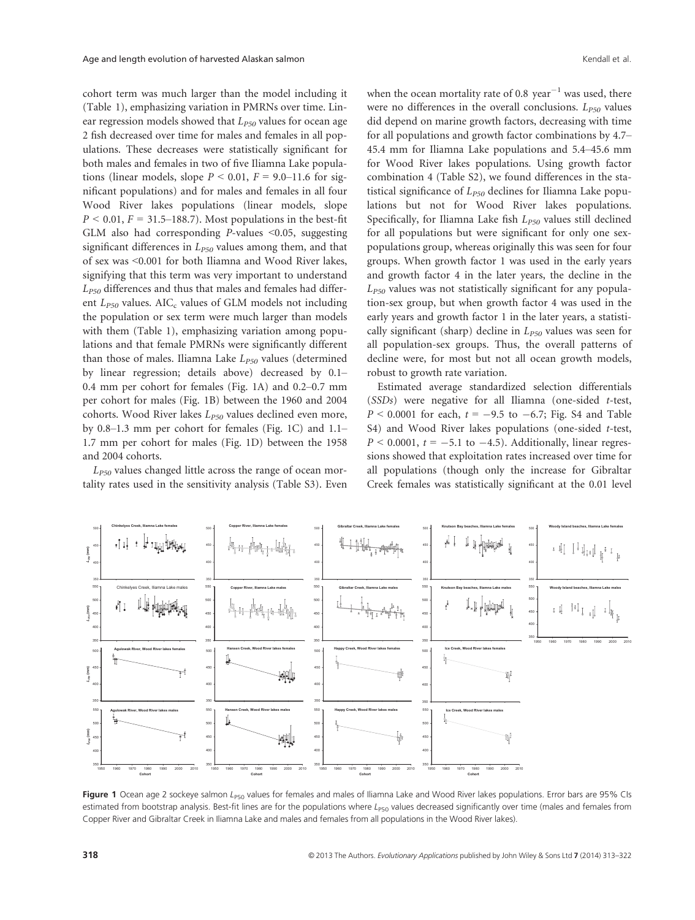cohort term was much larger than the model including it (Table 1), emphasizing variation in PMRNs over time. Linear regression models showed that $L_{P50}$ values for ocean age 2 fish decreased over time for males and females in all populations. These decreases were statistically significant for both males and females in two of five Iliamna Lake populations (linear models, slope $P < 0.01$, $F = 9.0$–$11.6$ for significant populations) and for males and females in all four Wood River lakes populations (linear models, slope $P < 0.01$, $F = 31.5$–$188.7$). Most populations in the best-fit GLM also had corresponding $P$-values <0.05, suggesting significant differences in $L_{P50}$ values among them, and that of sex was <0.001 for both Iliamna and Wood River lakes, signifying that this term was very important to understand $L_{P50}$ differences and thus that males and females had different $L_{P50}$ values. $AIC_c$ values of GLM models not including the population or sex term were much larger than models with them (Table 1), emphasizing variation among populations and that female PMRNs were significantly different than those of males. Iliamna Lake $L_{P50}$ values (determined by linear regression; details above) decreased by 0.1–0.4 mm per cohort for females (Fig. 1A) and 0.2–0.7 mm per cohort for males (Fig. 1B) between the 1960 and 2004 cohorts. Wood River lakes $L_{P50}$ values declined even more, by 0.8–1.3 mm per cohort for females (Fig. 1C) and 1.1–1.7 mm per cohort for males (Fig. 1D) between the 1958 and 2004 cohorts.

$L_{P50}$ values changed little across the range of ocean mortality rates used in the sensitivity analysis (Table S3). Even when the ocean mortality rate of 0.8 $\text{year}^{-1}$ was used, there were no differences in the overall conclusions. $L_{P50}$ values did depend on marine growth factors, decreasing with time for all populations and growth factor combinations by 4.7–45.4 mm for Iliamna Lake populations and 5.4–45.6 mm for Wood River lakes populations. Using growth factor combination 4 (Table S2), we found differences in the statistical significance of $L_{P50}$ declines for Iliamna Lake populations but not for Wood River lakes populations. Specifically, for Iliamna Lake fish $L_{P50}$ values still declined for all populations but were significant for only one sex-populations group, whereas originally this was seen for four groups. When growth factor 1 was used in the early years and growth factor 4 in the later years, the decline in the $L_{P50}$ values was not statistically significant for any population-sex group, but when growth factor 4 was used in the early years and growth factor 1 in the later years, a statistically significant (sharp) decline in $L_{P50}$ values was seen for all population-sex groups. Thus, the overall patterns of decline were, for most but not all ocean growth models, robust to growth rate variation.

Estimated average standardized selection differentials (*SSDs*) were negative for all Iliamna (one-sided $t$-test, $P < 0.0001$ for each, $t = -9.5$ to $-6.7$; Fig. S4 and Table S4) and Wood River lakes populations (one-sided $t$-test, $P < 0.0001$, $t = -5.1$ to $-4.5$). Additionally, linear regressions showed that exploitation rates increased over time for all populations (though only the increase for Gibraltar Creek females was statistically significant at the 0.01 level

**Figure 1** Ocean age 2 sockeye salmon $L_{P50}$ values for females and males of Iliamna Lake and Wood River lakes populations. Error bars are 95% CIs estimated from bootstrap analysis. Best-fit lines are for the populations where $L_{P50}$ values decreased significantly over time (males and females from Copper River and Gibraltar Creek in Iliamna Lake and males and females from all populations in the Wood River lakes).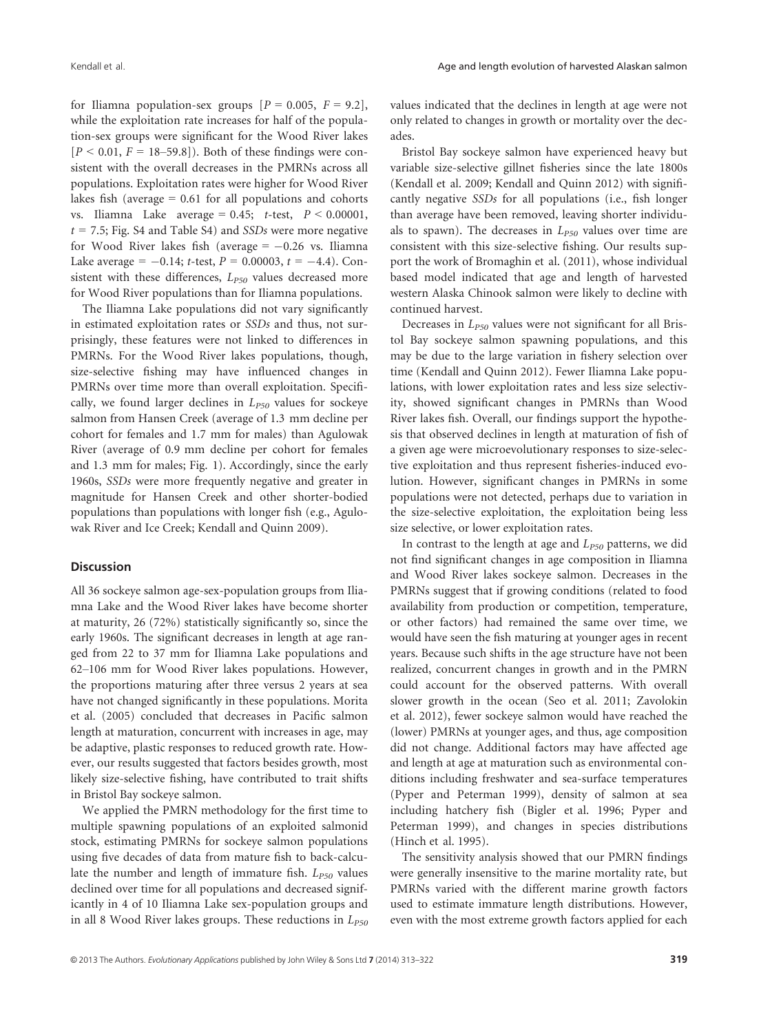for Iliamna population-sex groups [$P = 0.005$, $F = 9.2$], while the exploitation rate increases for half of the population-sex groups were significant for the Wood River lakes [$P < 0.01$, $F = 18–59.8$]). Both of these findings were consistent with the overall decreases in the PMRNs across all populations. Exploitation rates were higher for Wood River lakes fish (average = 0.61 for all populations and cohorts vs. Iliamna Lake average = 0.45; *t*-test, $P < 0.00001$, $t = 7.5$; Fig. S4 and Table S4) and *SSDs* were more negative for Wood River lakes fish (average = −0.26 vs. Iliamna Lake average = −0.14; *t*-test, $P = 0.00003$, $t = -4.4$). Consistent with these differences, $L_{P50}$ values decreased more for Wood River populations than for Iliamna populations.

The Iliamna Lake populations did not vary significantly in estimated exploitation rates or *SSDs* and thus, not surprisingly, these features were not linked to differences in PMRNs. For the Wood River lakes populations, though, size-selective fishing may have influenced changes in PMRNs over time more than overall exploitation. Specifically, we found larger declines in $L_{P50}$ values for sockeye salmon from Hansen Creek (average of 1.3 mm decline per cohort for females and 1.7 mm for males) than Agulowak River (average of 0.9 mm decline per cohort for females and 1.3 mm for males; Fig. 1). Accordingly, since the early 1960s, *SSDs* were more frequently negative and greater in magnitude for Hansen Creek and other shorter-bodied populations than populations with longer fish (e.g., Agulowak River and Ice Creek; Kendall and Quinn 2009).

## Discussion

All 36 sockeye salmon age-sex-population groups from Iliamna Lake and the Wood River lakes have become shorter at maturity, 26 (72%) statistically significantly so, since the early 1960s. The significant decreases in length at age ranged from 22 to 37 mm for Iliamna Lake populations and 62–106 mm for Wood River lakes populations. However, the proportions maturing after three versus 2 years at sea have not changed significantly in these populations. Morita et al. (2005) concluded that decreases in Pacific salmon length at maturation, concurrent with increases in age, may be adaptive, plastic responses to reduced growth rate. However, our results suggested that factors besides growth, most likely size-selective fishing, have contributed to trait shifts in Bristol Bay sockeye salmon.

We applied the PMRN methodology for the first time to multiple spawning populations of an exploited salmonid stock, estimating PMRNs for sockeye salmon populations using five decades of data from mature fish to back-calculate the number and length of immature fish. $L_{P50}$ values declined over time for all populations and decreased significantly in 4 of 10 Iliamna Lake sex-population groups and in all 8 Wood River lakes groups. These reductions in $L_{P50}$ values indicated that the declines in length at age were not only related to changes in growth or mortality over the decades.

Bristol Bay sockeye salmon have experienced heavy but variable size-selective gillnet fisheries since the late 1800s (Kendall et al. 2009; Kendall and Quinn 2012) with significantly negative *SSDs* for all populations (i.e., fish longer than average have been removed, leaving shorter individuals to spawn). The decreases in $L_{P50}$ values over time are consistent with this size-selective fishing. Our results support the work of Bromaghin et al. (2011), whose individual based model indicated that age and length of harvested western Alaska Chinook salmon were likely to decline with continued harvest.

Decreases in $L_{P50}$ values were not significant for all Bristol Bay sockeye salmon spawning populations, and this may be due to the large variation in fishery selection over time (Kendall and Quinn 2012). Fewer Iliamna Lake populations, with lower exploitation rates and less size selectivity, showed significant changes in PMRNs than Wood River lakes fish. Overall, our findings support the hypothesis that observed declines in length at maturation of fish of a given age were microevolutionary responses to size-selective exploitation and thus represent fisheries-induced evolution. However, significant changes in PMRNs in some populations were not detected, perhaps due to variation in the size-selective exploitation, the exploitation being less size selective, or lower exploitation rates.

In contrast to the length at age and $L_{P50}$ patterns, we did not find significant changes in age composition in Iliamna and Wood River lakes sockeye salmon. Decreases in the PMRNs suggest that if growing conditions (related to food availability from production or competition, temperature, or other factors) had remained the same over time, we would have seen the fish maturing at younger ages in recent years. Because such shifts in the age structure have not been realized, concurrent changes in growth and in the PMRN could account for the observed patterns. With overall slower growth in the ocean (Seo et al. 2011; Zavolokin et al. 2012), fewer sockeye salmon would have reached the (lower) PMRNs at younger ages, and thus, age composition did not change. Additional factors may have affected age and length at age at maturation such as environmental conditions including freshwater and sea-surface temperatures (Pyper and Peterman 1999), density of salmon at sea including hatchery fish (Bigler et al. 1996; Pyper and Peterman 1999), and changes in species distributions (Hinch et al. 1995).

The sensitivity analysis showed that our PMRN findings were generally insensitive to the marine mortality rate, but PMRNs varied with the different marine growth factors used to estimate immature length distributions. However, even with the most extreme growth factors applied for each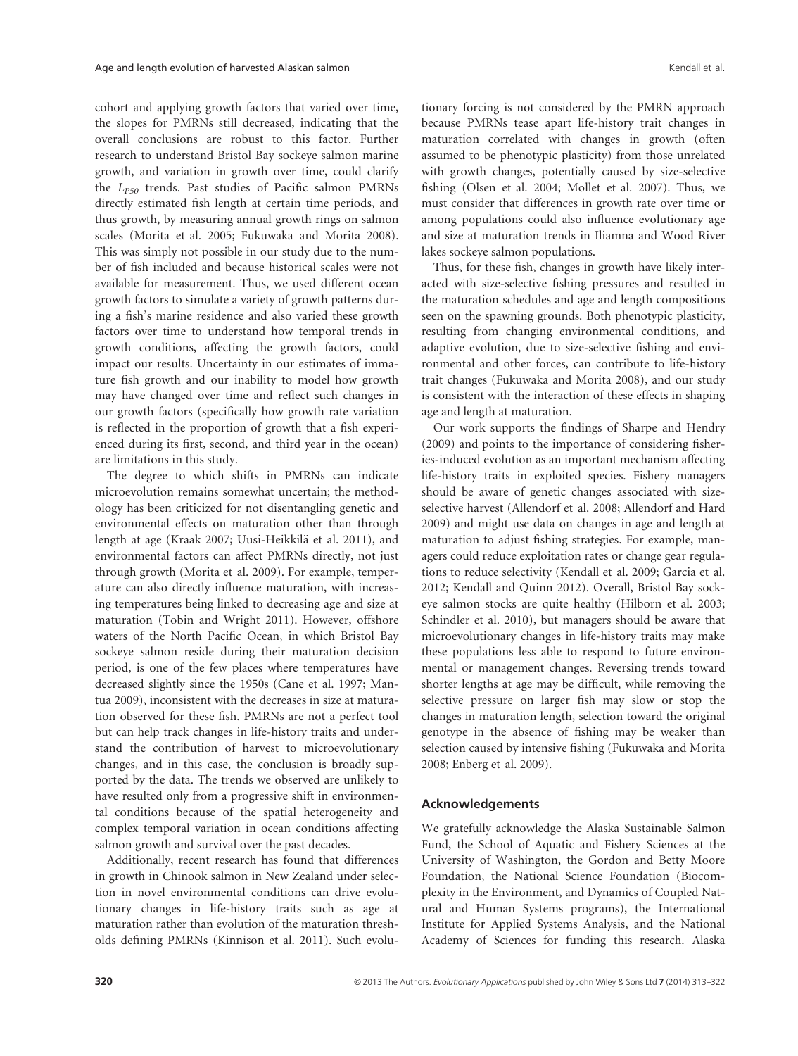cohort and applying growth factors that varied over time, the slopes for PMRNs still decreased, indicating that the overall conclusions are robust to this factor. Further research to understand Bristol Bay sockeye salmon marine growth, and variation in growth over time, could clarify the $L_{P50}$ trends. Past studies of Pacific salmon PMRNs directly estimated fish length at certain time periods, and thus growth, by measuring annual growth rings on salmon scales (Morita et al. 2005; Fukuwaka and Morita 2008). This was simply not possible in our study due to the number of fish included and because historical scales were not available for measurement. Thus, we used different ocean growth factors to simulate a variety of growth patterns during a fish's marine residence and also varied these growth factors over time to understand how temporal trends in growth conditions, affecting the growth factors, could impact our results. Uncertainty in our estimates of immature fish growth and our inability to model how growth may have changed over time and reflect such changes in our growth factors (specifically how growth rate variation is reflected in the proportion of growth that a fish experienced during its first, second, and third year in the ocean) are limitations in this study.

The degree to which shifts in PMRNs can indicate microevolution remains somewhat uncertain; the methodology has been criticized for not disentangling genetic and environmental effects on maturation other than through length at age (Kraak 2007; Uusi-Heikkilä et al. 2011), and environmental factors can affect PMRNs directly, not just through growth (Morita et al. 2009). For example, temperature can also directly influence maturation, with increasing temperatures being linked to decreasing age and size at maturation (Tobin and Wright 2011). However, offshore waters of the North Pacific Ocean, in which Bristol Bay sockeye salmon reside during their maturation decision period, is one of the few places where temperatures have decreased slightly since the 1950s (Cane et al. 1997; Mantua 2009), inconsistent with the decreases in size at maturation observed for these fish. PMRNs are not a perfect tool but can help track changes in life-history traits and understand the contribution of harvest to microevolutionary changes, and in this case, the conclusion is broadly supported by the data. The trends we observed are unlikely to have resulted only from a progressive shift in environmental conditions because of the spatial heterogeneity and complex temporal variation in ocean conditions affecting salmon growth and survival over the past decades.

Additionally, recent research has found that differences in growth in Chinook salmon in New Zealand under selection in novel environmental conditions can drive evolutionary changes in life-history traits such as age at maturation rather than evolution of the maturation thresholds defining PMRNs (Kinnison et al. 2011). Such evolutionary forcing is not considered by the PMRN approach because PMRNs tease apart life-history trait changes in maturation correlated with changes in growth (often assumed to be phenotypic plasticity) from those unrelated with growth changes, potentially caused by size-selective fishing (Olsen et al. 2004; Mollet et al. 2007). Thus, we must consider that differences in growth rate over time or among populations could also influence evolutionary age and size at maturation trends in Iliamna and Wood River lakes sockeye salmon populations.

Thus, for these fish, changes in growth have likely interacted with size-selective fishing pressures and resulted in the maturation schedules and age and length compositions seen on the spawning grounds. Both phenotypic plasticity, resulting from changing environmental conditions, and adaptive evolution, due to size-selective fishing and environmental and other forces, can contribute to life-history trait changes (Fukuwaka and Morita 2008), and our study is consistent with the interaction of these effects in shaping age and length at maturation.

Our work supports the findings of Sharpe and Hendry (2009) and points to the importance of considering fisheries-induced evolution as an important mechanism affecting life-history traits in exploited species. Fishery managers should be aware of genetic changes associated with size-selective harvest (Allendorf et al. 2008; Allendorf and Hard 2009) and might use data on changes in age and length at maturation to adjust fishing strategies. For example, managers could reduce exploitation rates or change gear regulations to reduce selectivity (Kendall et al. 2009; Garcia et al. 2012; Kendall and Quinn 2012). Overall, Bristol Bay sockeye salmon stocks are quite healthy (Hilborn et al. 2003; Schindler et al. 2010), but managers should be aware that microevolutionary changes in life-history traits may make these populations less able to respond to future environmental or management changes. Reversing trends toward shorter lengths at age may be difficult, while removing the selective pressure on larger fish may slow or stop the changes in maturation length, selection toward the original genotype in the absence of fishing may be weaker than selection caused by intensive fishing (Fukuwaka and Morita 2008; Enberg et al. 2009).

## Acknowledgements

We gratefully acknowledge the Alaska Sustainable Salmon Fund, the School of Aquatic and Fishery Sciences at the University of Washington, the Gordon and Betty Moore Foundation, the National Science Foundation (Biocomplexity in the Environment, and Dynamics of Coupled Natural and Human Systems programs), the International Institute for Applied Systems Analysis, and the National Academy of Sciences for funding this research. Alaska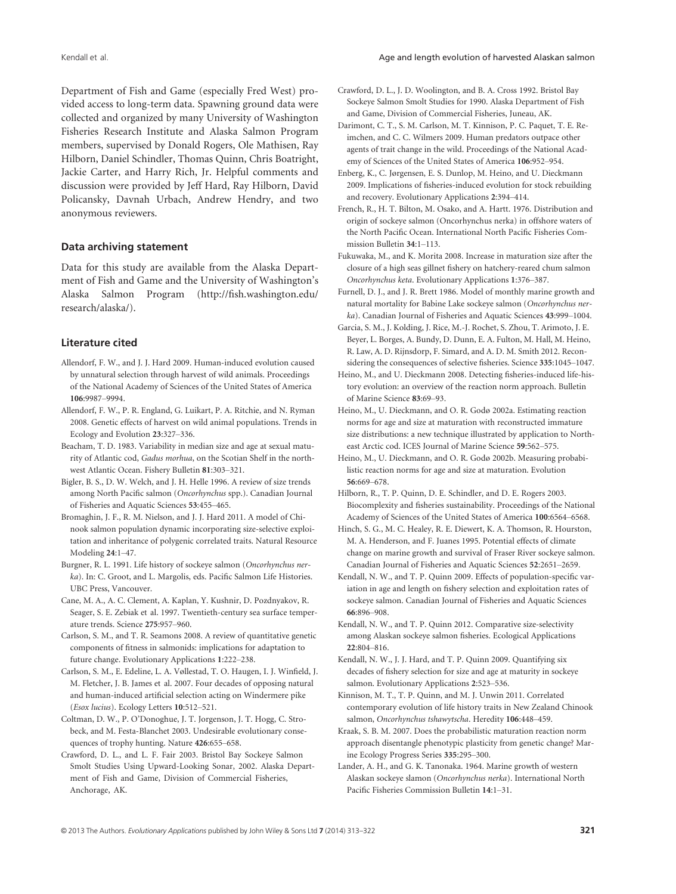Department of Fish and Game (especially Fred West) provided access to long-term data. Spawning ground data were collected and organized by many University of Washington Fisheries Research Institute and Alaska Salmon Program members, supervised by Donald Rogers, Ole Mathisen, Ray Hilborn, Daniel Schindler, Thomas Quinn, Chris Boatright, Jackie Carter, and Harry Rich, Jr. Helpful comments and discussion were provided by Jeff Hard, Ray Hilborn, David Policansky, Davnah Urbach, Andrew Hendry, and two anonymous reviewers.

## Data archiving statement

Data for this study are available from the Alaska Department of Fish and Game and the University of Washington's Alaska Salmon Program (http://fish.washington.edu/research/alaska/).

## Literature cited

Allendorf, F. W., and J. J. Hard 2009. Human-induced evolution caused by unnatural selection through harvest of wild animals. Proceedings of the National Academy of Sciences of the United States of America **106**:9987–9994.

Allendorf, F. W., P. R. England, G. Luikart, P. A. Ritchie, and N. Ryman 2008. Genetic effects of harvest on wild animal populations. Trends in Ecology and Evolution **23**:327–336.

Beacham, T. D. 1983. Variability in median size and age at sexual maturity of Atlantic cod, *Gadus morhua*, on the Scotian Shelf in the northwest Atlantic Ocean. Fishery Bulletin **81**:303–321.

Bigler, B. S., D. W. Welch, and J. H. Helle 1996. A review of size trends among North Pacific salmon (*Oncorhynchus* spp.). Canadian Journal of Fisheries and Aquatic Sciences **53**:455–465.

Bromaghin, J. F., R. M. Nielson, and J. J. Hard 2011. A model of Chinook salmon population dynamic incorporating size-selective exploitation and inheritance of polygenic correlated traits. Natural Resource Modeling **24**:1–47.

Burgner, R. L. 1991. Life history of sockeye salmon (*Oncorhynchus nerka*). In: C. Groot, and L. Margolis, eds. Pacific Salmon Life Histories. UBC Press, Vancouver.

Cane, M. A., A. C. Clement, A. Kaplan, Y. Kushnir, D. Pozdnyakov, R. Seager, S. E. Zebiak et al. 1997. Twentieth-century sea surface temperature trends. Science **275**:957–960.

Carlson, S. M., and T. R. Seamons 2008. A review of quantitative genetic components of fitness in salmonids: implications for adaptation to future change. Evolutionary Applications **1**:222–238.

Carlson, S. M., E. Edeline, L. A. Vøllestad, T. O. Haugen, I. J. Winfield, J. M. Fletcher, J. B. James et al. 2007. Four decades of opposing natural and human-induced artificial selection acting on Windermere pike (*Esox lucius*). Ecology Letters **10**:512–521.

Coltman, D. W., P. O'Donoghue, J. T. Jorgenson, J. T. Hogg, C. Strobeck, and M. Festa-Blanchet 2003. Undesirable evolutionary consequences of trophy hunting. Nature **426**:655–658.

Crawford, D. L., and L. F. Fair 2003. Bristol Bay Sockeye Salmon Smolt Studies Using Upward-Looking Sonar, 2002. Alaska Department of Fish and Game, Division of Commercial Fisheries, Anchorage, AK.

Crawford, D. L., J. D. Woolington, and B. A. Cross 1992. Bristol Bay Sockeye Salmon Smolt Studies for 1990. Alaska Department of Fish and Game, Division of Commercial Fisheries, Juneau, AK.

Darimont, C. T., S. M. Carlson, M. T. Kinnison, P. C. Paquet, T. E. Reimchen, and C. C. Wilmers 2009. Human predators outpace other agents of trait change in the wild. Proceedings of the National Academy of Sciences of the United States of America **106**:952–954.

Enberg, K., C. Jørgensen, E. S. Dunlop, M. Heino, and U. Dieckmann 2009. Implications of fisheries-induced evolution for stock rebuilding and recovery. Evolutionary Applications **2**:394–414.

French, R., H. T. Bilton, M. Osako, and A. Hartt. 1976. Distribution and origin of sockeye salmon (Oncorhynchus nerka) in offshore waters of the North Pacific Ocean. International North Pacific Fisheries Commission Bulletin **34**:1–113.

Fukuwaka, M., and K. Morita 2008. Increase in maturation size after the closure of a high seas gillnet fishery on hatchery-reared chum salmon *Oncorhynchus keta*. Evolutionary Applications **1**:376–387.

Furnell, D. J., and J. R. Brett 1986. Model of monthly marine growth and natural mortality for Babine Lake sockeye salmon (*Oncorhynchus nerka*). Canadian Journal of Fisheries and Aquatic Sciences **43**:999–1004.

Garcia, S. M., J. Kolding, J. Rice, M.-J. Rochet, S. Zhou, T. Arimoto, J. E. Beyer, L. Borges, A. Bundy, D. Dunn, E. A. Fulton, M. Hall, M. Heino, R. Law, A. D. Rijnsdorp, F. Simard, and A. D. M. Smith 2012. Reconsidering the consequences of selective fisheries. Science **335**:1045–1047.

Heino, M., and U. Dieckmann 2008. Detecting fisheries-induced life-history evolution: an overview of the reaction norm approach. Bulletin of Marine Science **83**:69–93.

Heino, M., U. Dieckmann, and O. R. Godø 2002a. Estimating reaction norms for age and size at maturation with reconstructed immature size distributions: a new technique illustrated by application to Northeast Arctic cod. ICES Journal of Marine Science **59**:562–575.

Heino, M., U. Dieckmann, and O. R. Godø 2002b. Measuring probabilistic reaction norms for age and size at maturation. Evolution **56**:669–678.

Hilborn, R., T. P. Quinn, D. E. Schindler, and D. E. Rogers 2003. Biocomplexity and fisheries sustainability. Proceedings of the National Academy of Sciences of the United States of America **100**:6564–6568.

Hinch, S. G., M. C. Healey, R. E. Diewert, K. A. Thomson, R. Hourston, M. A. Henderson, and F. Juanes 1995. Potential effects of climate change on marine growth and survival of Fraser River sockeye salmon. Canadian Journal of Fisheries and Aquatic Sciences **52**:2651–2659.

Kendall, N. W., and T. P. Quinn 2009. Effects of population-specific variation in age and length on fishery selection and exploitation rates of sockeye salmon. Canadian Journal of Fisheries and Aquatic Sciences **66**:896–908.

Kendall, N. W., and T. P. Quinn 2012. Comparative size-selectivity among Alaskan sockeye salmon fisheries. Ecological Applications **22**:804–816.

Kendall, N. W., J. J. Hard, and T. P. Quinn 2009. Quantifying six decades of fishery selection for size and age at maturity in sockeye salmon. Evolutionary Applications **2**:523–536.

Kinnison, M. T., T. P. Quinn, and M. J. Unwin 2011. Correlated contemporary evolution of life history traits in New Zealand Chinook salmon, *Oncorhynchus tshawytscha*. Heredity **106**:448–459.

Kraak, S. B. M. 2007. Does the probabilistic maturation reaction norm approach disentangle phenotypic plasticity from genetic change? Marine Ecology Progress Series **335**:295–300.

Lander, A. H., and G. K. Tanonaka. 1964. Marine growth of western Alaskan sockeye slamon (*Oncorhynchus nerka*). International North Pacific Fisheries Commission Bulletin **14**:1–31.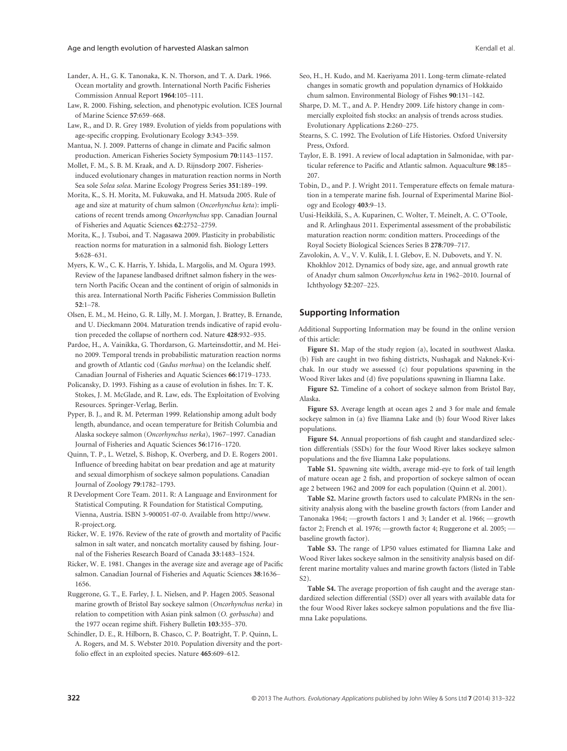Lander, A. H., G. K. Tanonaka, K. N. Thorson, and T. A. Dark. 1966. Ocean mortality and growth. International North Pacific Fisheries Commission Annual Report **1964**:105–111.

Law, R. 2000. Fishing, selection, and phenotypic evolution. ICES Journal of Marine Science **57**:659–668.

Law, R., and D. R. Grey 1989. Evolution of yields from populations with age-specific cropping. Evolutionary Ecology **3**:343–359.

Mantua, N. J. 2009. Patterns of change in climate and Pacific salmon production. American Fisheries Society Symposium **70**:1143–1157.

Mollet, F. M., S. B. M. Kraak, and A. D. Rijnsdorp 2007. Fisheries-induced evolutionary changes in maturation reaction norms in North Sea sole *Solea solea*. Marine Ecology Progress Series **351**:189–199.

Morita, K., S. H. Morita, M. Fukuwaka, and H. Matsuda 2005. Rule of age and size at maturity of chum salmon (*Oncorhynchus keta*): implications of recent trends among *Oncorhynchus* spp. Canadian Journal of Fisheries and Aquatic Sciences **62**:2752–2759.

Morita, K., J. Tsuboi, and T. Nagasawa 2009. Plasticity in probabilistic reaction norms for maturation in a salmonid fish. Biology Letters **5**:628–631.

Myers, K. W., C. K. Harris, Y. Ishida, L. Margolis, and M. Ogura 1993. Review of the Japanese landbased driftnet salmon fishery in the western North Pacific Ocean and the continent of origin of salmonids in this area. International North Pacific Fisheries Commission Bulletin **52**:1–78.

Olsen, E. M., M. Heino, G. R. Lilly, M. J. Morgan, J. Brattey, B. Ernande, and U. Dieckmann 2004. Maturation trends indicative of rapid evolution preceded the collapse of northern cod. Nature **428**:932–935.

Pardoe, H., A. Vainikka, G. Thordarson, G. Marteinsdottir, and M. Heino 2009. Temporal trends in probabilistic maturation reaction norms and growth of Atlantic cod (*Gadus morhua*) on the Icelandic shelf. Canadian Journal of Fisheries and Aquatic Sciences **66**:1719–1733.

Policansky, D. 1993. Fishing as a cause of evolution in fishes. In: T. K. Stokes, J. M. McGlade, and R. Law, eds. The Exploitation of Evolving Resources. Springer-Verlag, Berlin.

Pyper, B. J., and R. M. Peterman 1999. Relationship among adult body length, abundance, and ocean temperature for British Columbia and Alaska sockeye salmon (*Oncorhynchus nerka*), 1967–1997. Canadian Journal of Fisheries and Aquatic Sciences **56**:1716–1720.

Quinn, T. P., L. Wetzel, S. Bishop, K. Overberg, and D. E. Rogers 2001. Influence of breeding habitat on bear predation and age at maturity and sexual dimorphism of sockeye salmon populations. Canadian Journal of Zoology **79**:1782–1793.

R Development Core Team. 2011. R: A Language and Environment for Statistical Computing. R Foundation for Statistical Computing, Vienna, Austria. ISBN 3-900051-07-0. Available from http://www.R-project.org.

Ricker, W. E. 1976. Review of the rate of growth and mortality of Pacific salmon in salt water, and noncatch mortality caused by fishing. Journal of the Fisheries Research Board of Canada **33**:1483–1524.

Ricker, W. E. 1981. Changes in the average size and average age of Pacific salmon. Canadian Journal of Fisheries and Aquatic Sciences **38**:1636–1656.

Ruggerone, G. T., E. Farley, J. L. Nielsen, and P. Hagen 2005. Seasonal marine growth of Bristol Bay sockeye salmon (*Oncorhynchus nerka*) in relation to competition with Asian pink salmon (*O. gorbuscha*) and the 1977 ocean regime shift. Fishery Bulletin **103**:355–370.

Schindler, D. E., R. Hilborn, B. Chasco, C. P. Boatright, T. P. Quinn, L. A. Rogers, and M. S. Webster 2010. Population diversity and the portfolio effect in an exploited species. Nature **465**:609–612.

Seo, H., H. Kudo, and M. Kaeriyama 2011. Long-term climate-related changes in somatic growth and population dynamics of Hokkaido chum salmon. Environmental Biology of Fishes **90**:131–142.

Sharpe, D. M. T., and A. P. Hendry 2009. Life history change in commercially exploited fish stocks: an analysis of trends across studies. Evolutionary Applications **2**:260–275.

Stearns, S. C. 1992. The Evolution of Life Histories. Oxford University Press, Oxford.

Taylor, E. B. 1991. A review of local adaptation in Salmonidae, with particular reference to Pacific and Atlantic salmon. Aquaculture **98**:185–207.

Tobin, D., and P. J. Wright 2011. Temperature effects on female maturation in a temperate marine fish. Journal of Experimental Marine Biology and Ecology **403**:9–13.

Uusi-Heikkilä, S., A. Kuparinen, C. Wolter, T. Meinelt, A. C. O'Toole, and R. Arlinghaus 2011. Experimental assessment of the probabilistic maturation reaction norm: condition matters. Proceedings of the Royal Society Biological Sciences Series B **278**:709–717.

Zavolokin, A. V., V. V. Kulik, I. I. Glebov, E. N. Dubovets, and Y. N. Khokhlov 2012. Dynamics of body size, age, and annual growth rate of Anadyr chum salmon *Oncorhynchus keta* in 1962–2010. Journal of Ichthyology **52**:207–225.

## Supporting Information

Additional Supporting Information may be found in the online version of this article:

**Figure S1.** Map of the study region (a), located in southwest Alaska. (b) Fish are caught in two fishing districts, Nushagak and Naknek-Kvichak. In our study we assessed (c) four populations spawning in the Wood River lakes and (d) five populations spawning in Iliamna Lake.

**Figure S2.** Timeline of a cohort of sockeye salmon from Bristol Bay, Alaska.

**Figure S3.** Average length at ocean ages 2 and 3 for male and female sockeye salmon in (a) five Iliamna Lake and (b) four Wood River lakes populations.

**Figure S4.** Annual proportions of fish caught and standardized selection differentials (SSDs) for the four Wood River lakes sockeye salmon populations and the five Iliamna Lake populations.

**Table S1.** Spawning site width, average mid-eye to fork of tail length of mature ocean age 2 fish, and proportion of sockeye salmon of ocean age 2 between 1962 and 2009 for each population (Quinn et al. 2001).

**Table S2.** Marine growth factors used to calculate PMRNs in the sensitivity analysis along with the baseline growth factors (from Lander and Tanonaka 1964; —growth factors 1 and 3; Lander et al. 1966; —growth factor 2; French et al. 1976; —growth factor 4; Ruggerone et al. 2005; —baseline growth factor).

**Table S3.** The range of LP50 values estimated for Iliamna Lake and Wood River lakes sockeye salmon in the sensitivity analysis based on different marine mortality values and marine growth factors (listed in Table S2).

**Table S4.** The average proportion of fish caught and the average standardized selection differential (SSD) over all years with available data for the four Wood River lakes sockeye salmon populations and the five Iliamna Lake populations.